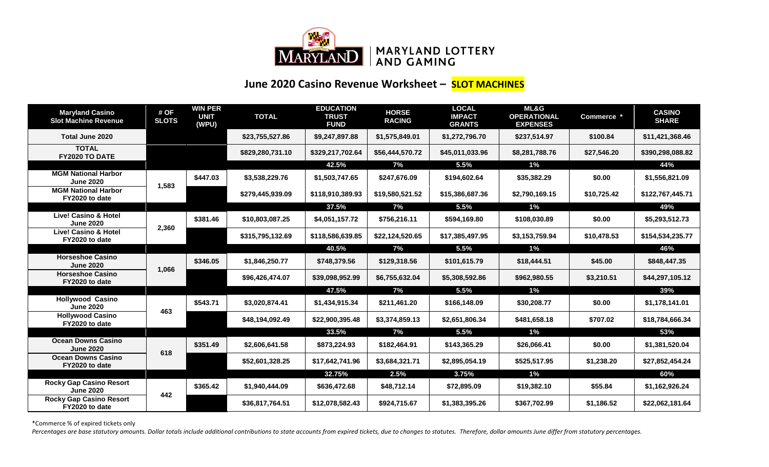MARYLAND LOTTERY AND GAMING

## June 2020 Casino Revenue Worksheet – SLOT MACHINES

| Maryland Casino Slot Machine Revenue | # OF SLOTS | WIN PER UNIT (WPU) | TOTAL | EDUCATION TRUST FUND | HORSE RACING | LOCAL IMPACT GRANTS | ML&G OPERATIONAL EXPENSES | Commerce * | CASINO SHARE |
|---|---|---|---|---|---|---|---|---|---|
| Total June 2020 | | | $23,755,527.86 | $9,247,897.88 | $1,575,849.01 | $1,272,796.70 | $237,514.97 | $100.84 | $11,421,368.46 |
| TOTAL FY2020 TO DATE | | | $829,280,731.10 | $329,217,702.64 | $56,444,570.72 | $45,011,033.96 | $8,281,788.76 | $27,546.20 | $390,298,088.82 |
| | | | | 42.5% | 7% | 5.5% | 1% | | 44% |
| MGM National Harbor June 2020 | 1,583 | $447.03 | $3,538,229.76 | $1,503,747.65 | $247,676.09 | $194,602.64 | $35,382.29 | $0.00 | $1,556,821.09 |
| MGM National Harbor FY2020 to date | | | $279,445,939.09 | $118,910,389.93 | $19,580,521.52 | $15,386,687.36 | $2,790,169.15 | $10,725.42 | $122,767,445.71 |
| | | | | 37.5% | 7% | 5.5% | 1% | | 49% |
| Live! Casino & Hotel June 2020 | 2,360 | $381.46 | $10,803,087.25 | $4,051,157.72 | $756,216.11 | $594,169.80 | $108,030.89 | $0.00 | $5,293,512.73 |
| Live! Casino & Hotel FY2020 to date | | | $315,795,132.69 | $118,586,639.85 | $22,124,520.65 | $17,385,497.95 | $3,153,759.94 | $10,478.53 | $154,534,235.77 |
| | | | | 40.5% | 7% | 5.5% | 1% | | 46% |
| Horseshoe Casino June 2020 | 1,066 | $346.05 | $1,846,250.77 | $748,379.56 | $129,318.56 | $101,615.79 | $18,444.51 | $45.00 | $848,447.35 |
| Horseshoe Casino FY2020 to date | | | $96,426,474.07 | $39,098,952.99 | $6,755,632.04 | $5,308,592.86 | $962,980.55 | $3,210.51 | $44,297,105.12 |
| | | | | 47.5% | 7% | 5.5% | 1% | | 39% |
| Hollywood Casino June 2020 | 463 | $543.71 | $3,020,874.41 | $1,434,915.34 | $211,461.20 | $166,148.09 | $30,208.77 | $0.00 | $1,178,141.01 |
| Hollywood Casino FY2020 to date | | | $48,194,092.49 | $22,900,395.48 | $3,374,859.13 | $2,651,806.34 | $481,658.18 | $707.02 | $18,784,666.34 |
| | | | | 33.5% | 7% | 5.5% | 1% | | 53% |
| Ocean Downs Casino June 2020 | 618 | $351.49 | $2,606,641.58 | $873,224.93 | $182,464.91 | $143,365.29 | $26,066.41 | $0.00 | $1,381,520.04 |
| Ocean Downs Casino FY2020 to date | | | $52,601,328.25 | $17,642,741.96 | $3,684,321.71 | $2,895,054.19 | $525,517.95 | $1,238.20 | $27,852,454.24 |
| | | | | 32.75% | 2.5% | 3.75% | 1% | | 60% |
| Rocky Gap Casino Resort June 2020 | 442 | $365.42 | $1,940,444.09 | $636,472.68 | $48,712.14 | $72,895.09 | $19,382.10 | $55.84 | $1,162,926.24 |
| Rocky Gap Casino Resort FY2020 to date | | | $36,817,764.51 | $12,078,582.43 | $924,715.67 | $1,383,395.26 | $367,702.99 | $1,186.52 | $22,062,181.64 |

*Commerce % of expired tickets only

*Percentages are base statutory amounts. Dollar totals include additional contributions to state accounts from expired tickets, due to changes to statutes. Therefore, dollar amounts June differ from statutory percentages.*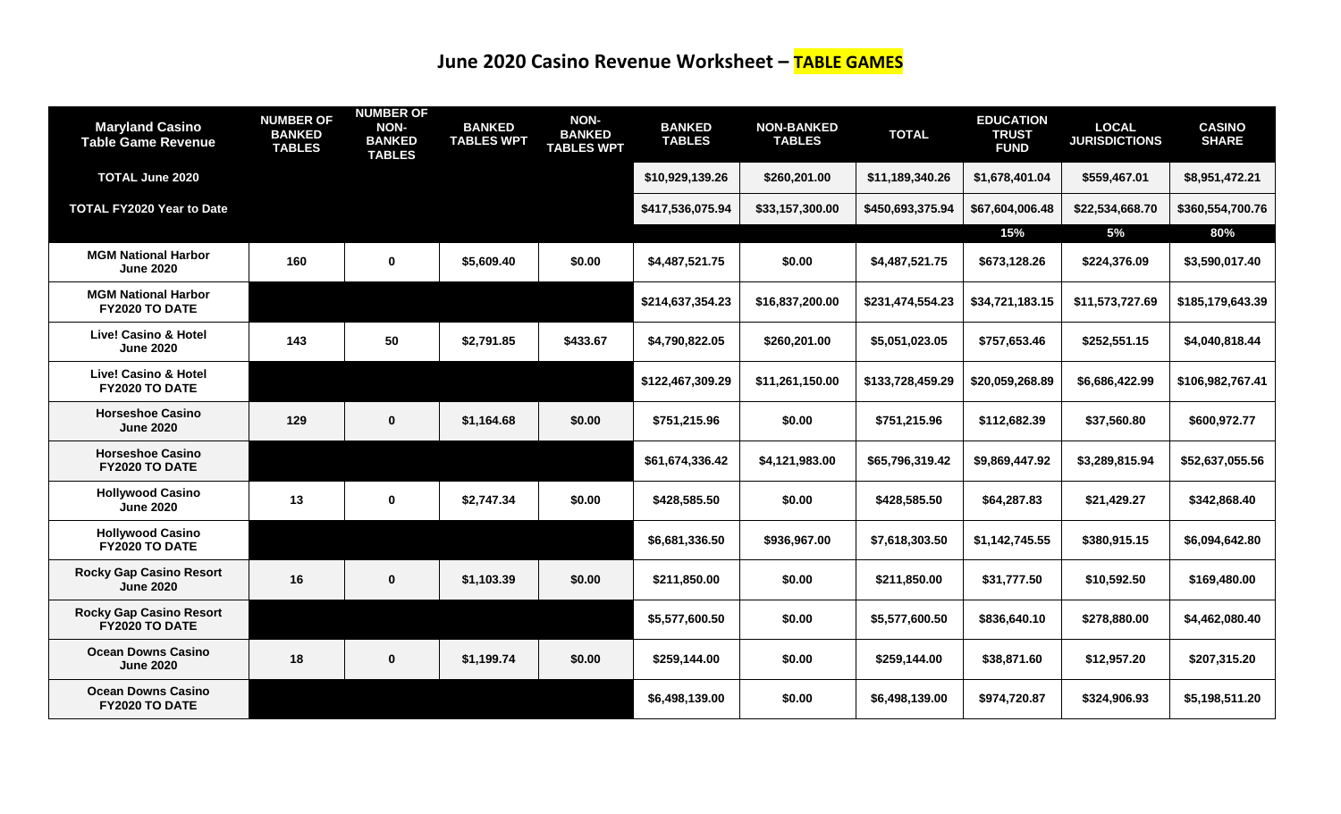## June 2020 Casino Revenue Worksheet – TABLE GAMES

| Maryland Casino Table Game Revenue | NUMBER OF BANKED TABLES | NUMBER OF NON-BANKED TABLES | BANKED TABLES WPT | NON-BANKED TABLES WPT | BANKED TABLES | NON-BANKED TABLES | TOTAL | EDUCATION TRUST FUND | LOCAL JURISDICTIONS | CASINO SHARE |
|---|---|---|---|---|---|---|---|---|---|---|
| **TOTAL June 2020** | | | | | $10,929,139.26 | $260,201.00 | $11,189,340.26 | $1,678,401.04 | $559,467.01 | $8,951,472.21 |
| **TOTAL FY2020 Year to Date** | | | | | $417,536,075.94 | $33,157,300.00 | $450,693,375.94 | $67,604,006.48 | $22,534,668.70 | $360,554,700.76 |
| | | | | | | | | 15% | 5% | 80% |
| **MGM National Harbor June 2020** | 160 | 0 | $5,609.40 | $0.00 | $4,487,521.75 | $0.00 | $4,487,521.75 | $673,128.26 | $224,376.09 | $3,590,017.40 |
| **MGM National Harbor FY2020 TO DATE** | | | | | $214,637,354.23 | $16,837,200.00 | $231,474,554.23 | $34,721,183.15 | $11,573,727.69 | $185,179,643.39 |
| **Live! Casino & Hotel June 2020** | 143 | 50 | $2,791.85 | $433.67 | $4,790,822.05 | $260,201.00 | $5,051,023.05 | $757,653.46 | $252,551.15 | $4,040,818.44 |
| **Live! Casino & Hotel FY2020 TO DATE** | | | | | $122,467,309.29 | $11,261,150.00 | $133,728,459.29 | $20,059,268.89 | $6,686,422.99 | $106,982,767.41 |
| **Horseshoe Casino June 2020** | 129 | 0 | $1,164.68 | $0.00 | $751,215.96 | $0.00 | $751,215.96 | $112,682.39 | $37,560.80 | $600,972.77 |
| **Horseshoe Casino FY2020 TO DATE** | | | | | $61,674,336.42 | $4,121,983.00 | $65,796,319.42 | $9,869,447.92 | $3,289,815.94 | $52,637,055.56 |
| **Hollywood Casino June 2020** | 13 | 0 | $2,747.34 | $0.00 | $428,585.50 | $0.00 | $428,585.50 | $64,287.83 | $21,429.27 | $342,868.40 |
| **Hollywood Casino FY2020 TO DATE** | | | | | $6,681,336.50 | $936,967.00 | $7,618,303.50 | $1,142,745.55 | $380,915.15 | $6,094,642.80 |
| **Rocky Gap Casino Resort June 2020** | 16 | 0 | $1,103.39 | $0.00 | $211,850.00 | $0.00 | $211,850.00 | $31,777.50 | $10,592.50 | $169,480.00 |
| **Rocky Gap Casino Resort FY2020 TO DATE** | | | | | $5,577,600.50 | $0.00 | $5,577,600.50 | $836,640.10 | $278,880.00 | $4,462,080.40 |
| **Ocean Downs Casino June 2020** | 18 | 0 | $1,199.74 | $0.00 | $259,144.00 | $0.00 | $259,144.00 | $38,871.60 | $12,957.20 | $207,315.20 |
| **Ocean Downs Casino FY2020 TO DATE** | | | | | $6,498,139.00 | $0.00 | $6,498,139.00 | $974,720.87 | $324,906.93 | $5,198,511.20 |